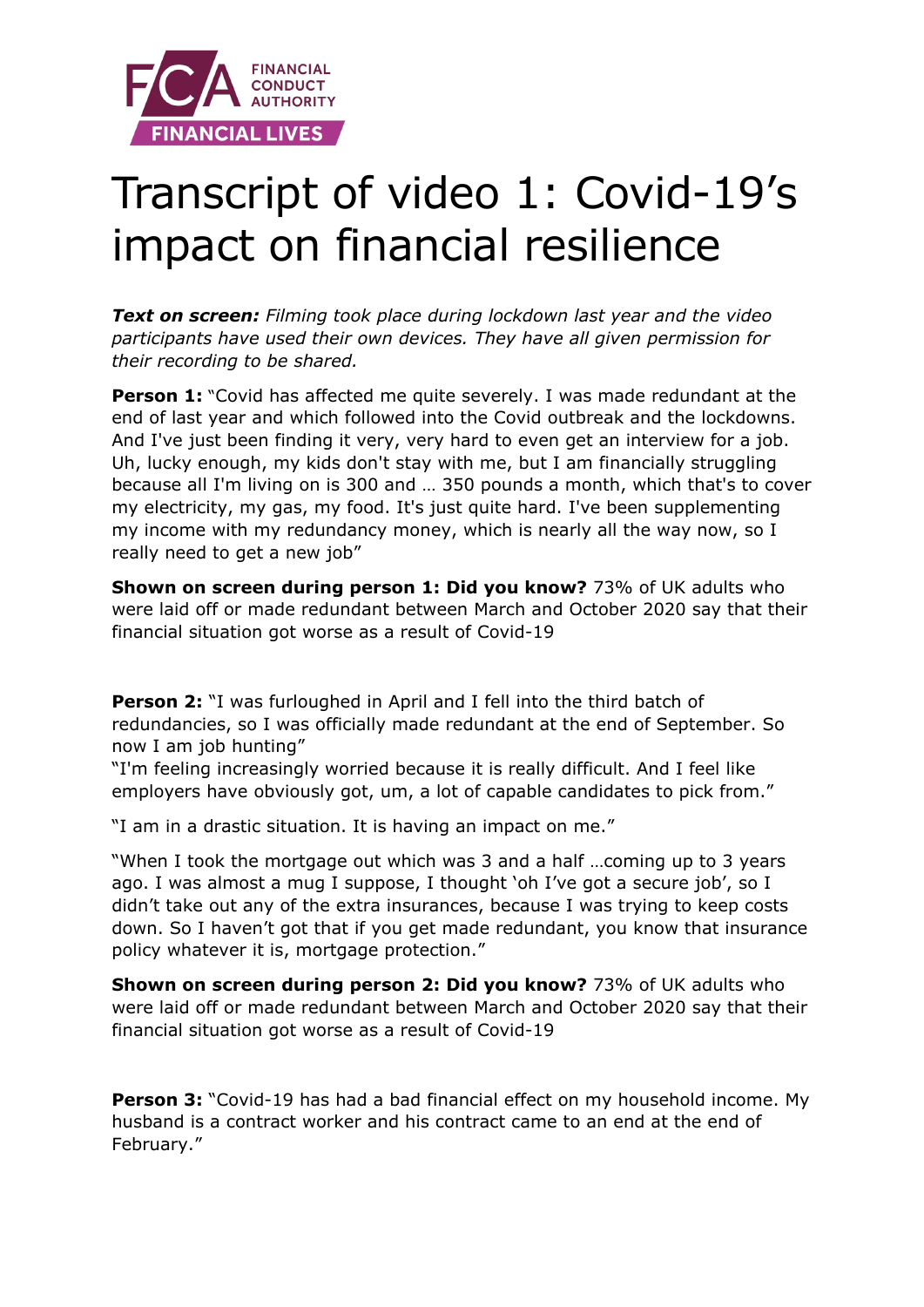FCA FINANCIAL CONDUCT AUTHORITY

FINANCIAL LIVES

# Transcript of video 1: Covid-19's impact on financial resilience

***Text on screen:*** *Filming took place during lockdown last year and the video participants have used their own devices. They have all given permission for their recording to be shared.*

**Person 1:** "Covid has affected me quite severely. I was made redundant at the end of last year and which followed into the Covid outbreak and the lockdowns. And I've just been finding it very, very hard to even get an interview for a job. Uh, lucky enough, my kids don't stay with me, but I am financially struggling because all I'm living on is 300 and … 350 pounds a month, which that's to cover my electricity, my gas, my food. It's just quite hard. I've been supplementing my income with my redundancy money, which is nearly all the way now, so I really need to get a new job"

**Shown on screen during person 1: Did you know?** 73% of UK adults who were laid off or made redundant between March and October 2020 say that their financial situation got worse as a result of Covid-19

**Person 2:** "I was furloughed in April and I fell into the third batch of redundancies, so I was officially made redundant at the end of September. So now I am job hunting"

"I'm feeling increasingly worried because it is really difficult. And I feel like employers have obviously got, um, a lot of capable candidates to pick from."

"I am in a drastic situation. It is having an impact on me."

"When I took the mortgage out which was 3 and a half …coming up to 3 years ago. I was almost a mug I suppose, I thought 'oh I've got a secure job', so I didn't take out any of the extra insurances, because I was trying to keep costs down. So I haven't got that if you get made redundant, you know that insurance policy whatever it is, mortgage protection."

**Shown on screen during person 2: Did you know?** 73% of UK adults who were laid off or made redundant between March and October 2020 say that their financial situation got worse as a result of Covid-19

**Person 3:** "Covid-19 has had a bad financial effect on my household income. My husband is a contract worker and his contract came to an end at the end of February."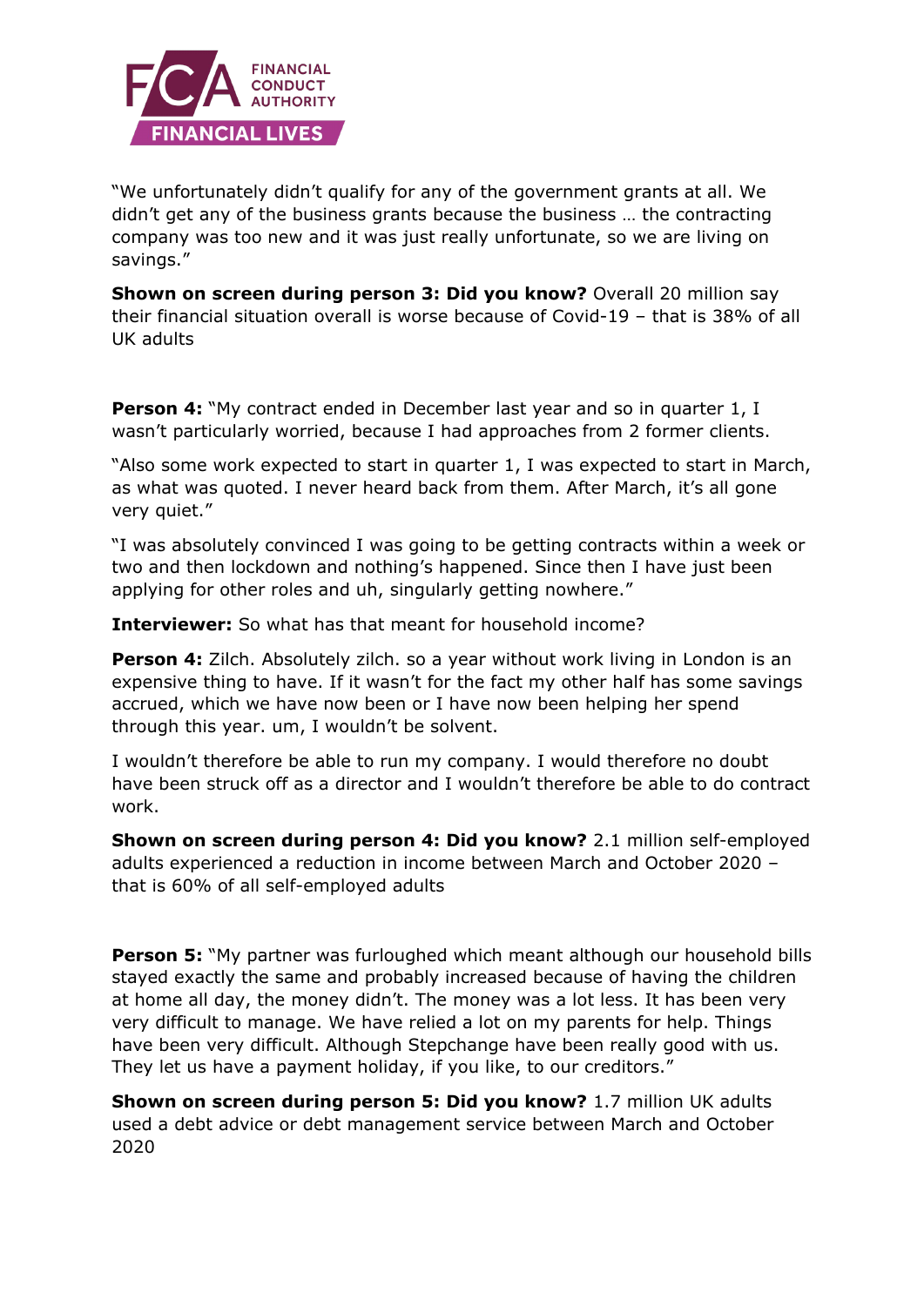"We unfortunately didn't qualify for any of the government grants at all. We didn't get any of the business grants because the business … the contracting company was too new and it was just really unfortunate, so we are living on savings."

**Shown on screen during person 3: Did you know?** Overall 20 million say their financial situation overall is worse because of Covid-19 – that is 38% of all UK adults

**Person 4:** "My contract ended in December last year and so in quarter 1, I wasn't particularly worried, because I had approaches from 2 former clients.

"Also some work expected to start in quarter 1, I was expected to start in March, as what was quoted. I never heard back from them. After March, it's all gone very quiet."

"I was absolutely convinced I was going to be getting contracts within a week or two and then lockdown and nothing's happened. Since then I have just been applying for other roles and uh, singularly getting nowhere."

**Interviewer:** So what has that meant for household income?

**Person 4:** Zilch. Absolutely zilch. so a year without work living in London is an expensive thing to have. If it wasn't for the fact my other half has some savings accrued, which we have now been or I have now been helping her spend through this year. um, I wouldn't be solvent.

I wouldn't therefore be able to run my company. I would therefore no doubt have been struck off as a director and I wouldn't therefore be able to do contract work.

**Shown on screen during person 4: Did you know?** 2.1 million self-employed adults experienced a reduction in income between March and October 2020 – that is 60% of all self-employed adults

**Person 5:** "My partner was furloughed which meant although our household bills stayed exactly the same and probably increased because of having the children at home all day, the money didn't. The money was a lot less. It has been very very difficult to manage. We have relied a lot on my parents for help. Things have been very difficult. Although Stepchange have been really good with us. They let us have a payment holiday, if you like, to our creditors."

**Shown on screen during person 5: Did you know?** 1.7 million UK adults used a debt advice or debt management service between March and October 2020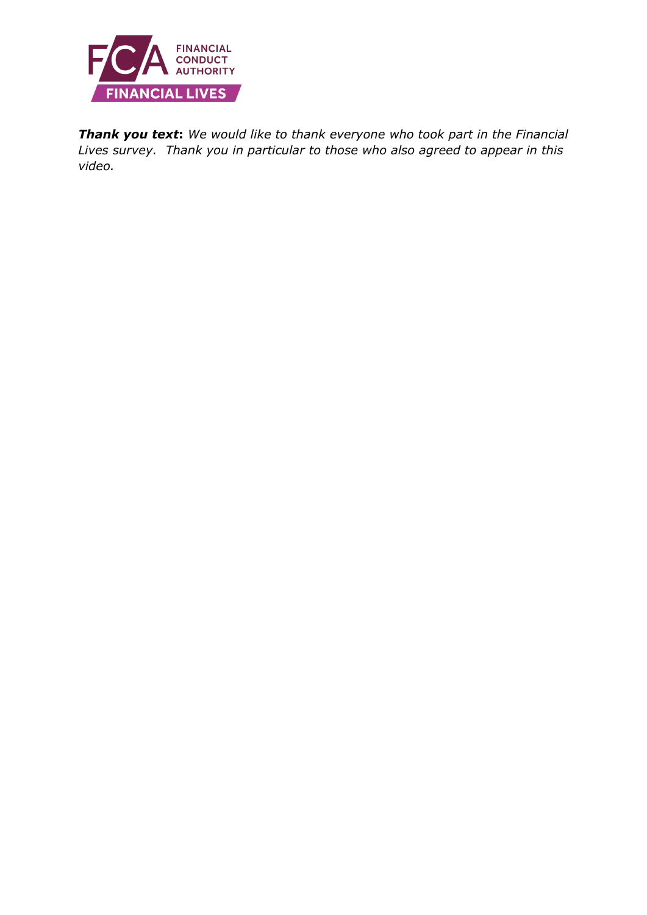***Thank you text**: We would like to thank everyone who took part in the Financial Lives survey. Thank you in particular to those who also agreed to appear in this video.*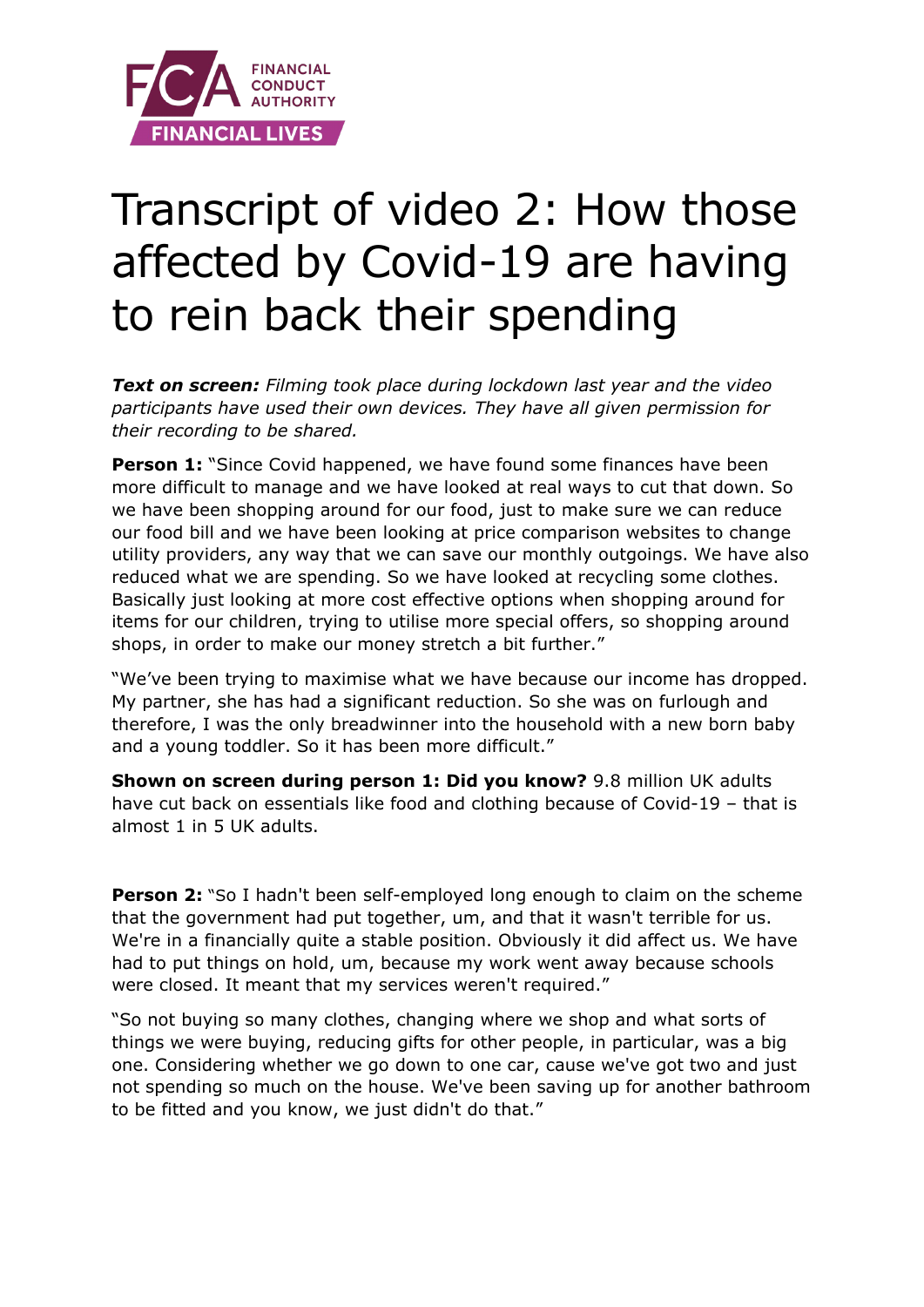# Transcript of video 2: How those affected by Covid-19 are having to rein back their spending

***Text on screen:*** *Filming took place during lockdown last year and the video participants have used their own devices. They have all given permission for their recording to be shared.*

**Person 1:** "Since Covid happened, we have found some finances have been more difficult to manage and we have looked at real ways to cut that down. So we have been shopping around for our food, just to make sure we can reduce our food bill and we have been looking at price comparison websites to change utility providers, any way that we can save our monthly outgoings. We have also reduced what we are spending. So we have looked at recycling some clothes. Basically just looking at more cost effective options when shopping around for items for our children, trying to utilise more special offers, so shopping around shops, in order to make our money stretch a bit further."

"We've been trying to maximise what we have because our income has dropped. My partner, she has had a significant reduction. So she was on furlough and therefore, I was the only breadwinner into the household with a new born baby and a young toddler. So it has been more difficult."

**Shown on screen during person 1: Did you know?** 9.8 million UK adults have cut back on essentials like food and clothing because of Covid-19 – that is almost 1 in 5 UK adults.

**Person 2:** "So I hadn't been self-employed long enough to claim on the scheme that the government had put together, um, and that it wasn't terrible for us. We're in a financially quite a stable position. Obviously it did affect us. We have had to put things on hold, um, because my work went away because schools were closed. It meant that my services weren't required."

"So not buying so many clothes, changing where we shop and what sorts of things we were buying, reducing gifts for other people, in particular, was a big one. Considering whether we go down to one car, cause we've got two and just not spending so much on the house. We've been saving up for another bathroom to be fitted and you know, we just didn't do that."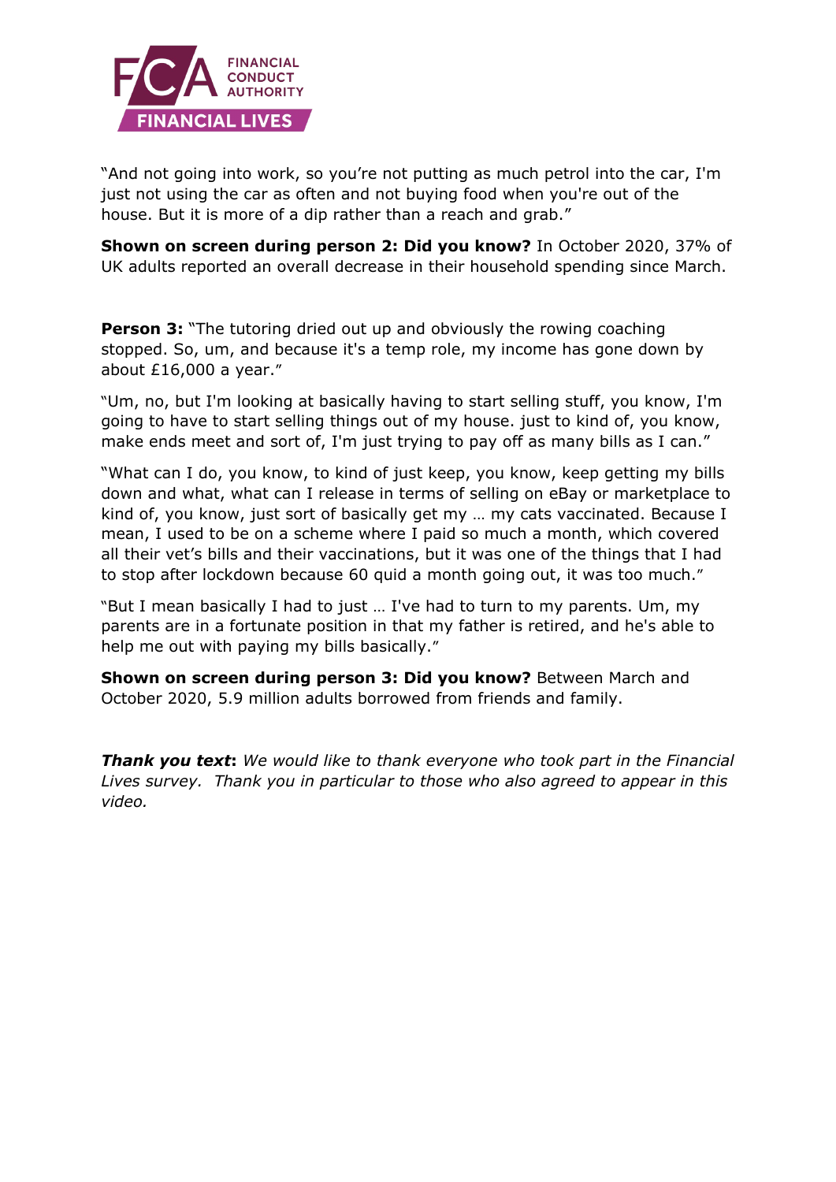"And not going into work, so you're not putting as much petrol into the car, I'm just not using the car as often and not buying food when you're out of the house. But it is more of a dip rather than a reach and grab."

**Shown on screen during person 2: Did you know?** In October 2020, 37% of UK adults reported an overall decrease in their household spending since March.

**Person 3:** "The tutoring dried out up and obviously the rowing coaching stopped. So, um, and because it's a temp role, my income has gone down by about £16,000 a year."

"Um, no, but I'm looking at basically having to start selling stuff, you know, I'm going to have to start selling things out of my house. just to kind of, you know, make ends meet and sort of, I'm just trying to pay off as many bills as I can."

"What can I do, you know, to kind of just keep, you know, keep getting my bills down and what, what can I release in terms of selling on eBay or marketplace to kind of, you know, just sort of basically get my … my cats vaccinated. Because I mean, I used to be on a scheme where I paid so much a month, which covered all their vet's bills and their vaccinations, but it was one of the things that I had to stop after lockdown because 60 quid a month going out, it was too much."

"But I mean basically I had to just … I've had to turn to my parents. Um, my parents are in a fortunate position in that my father is retired, and he's able to help me out with paying my bills basically."

**Shown on screen during person 3: Did you know?** Between March and October 2020, 5.9 million adults borrowed from friends and family.

***Thank you text*:** *We would like to thank everyone who took part in the Financial Lives survey. Thank you in particular to those who also agreed to appear in this video.*